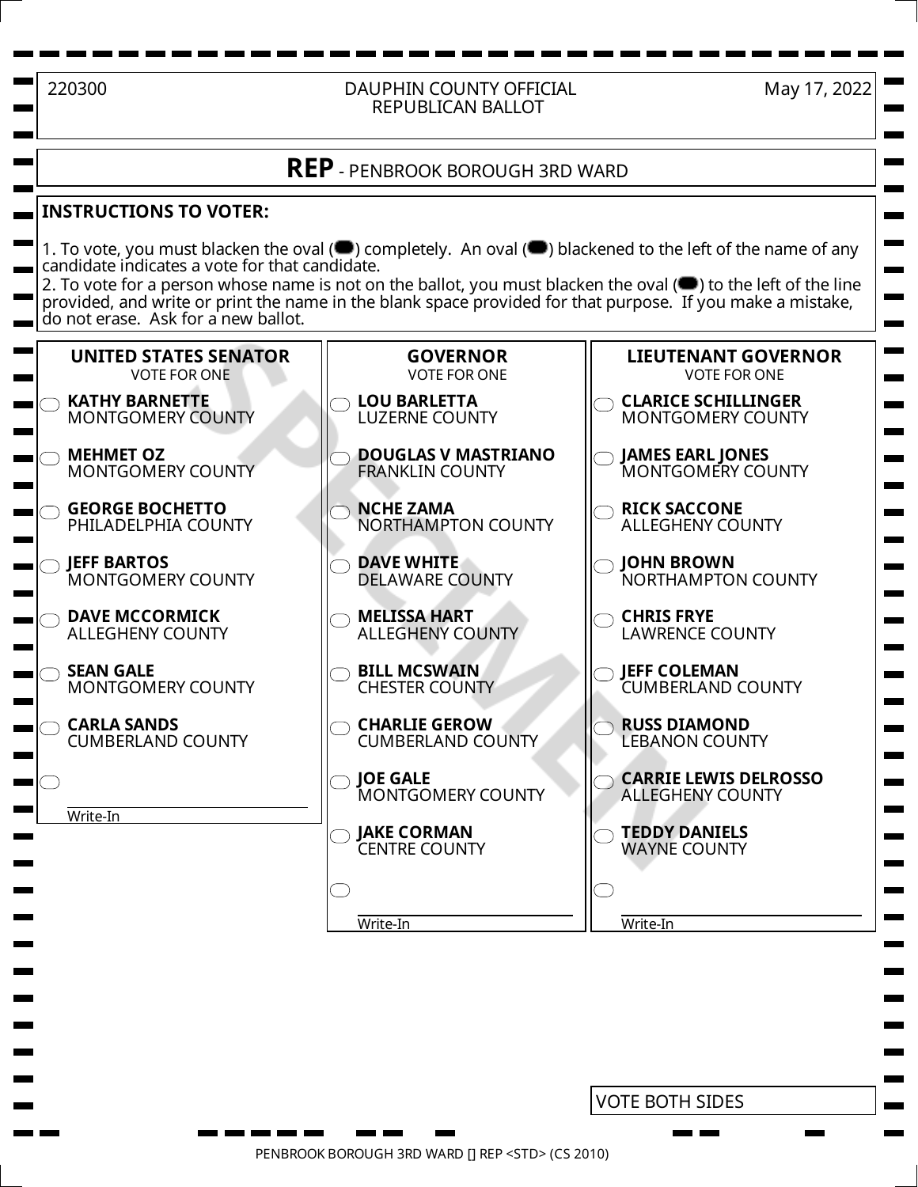220300

# DAUPHIN COUNTY OFFICIAL REPUBLICAN BALLOT

May 17, 2022

## **REP** - PENBROOK BOROUGH 3RD WARD

**INSTRUCTIONS TO VOTER:**

1. To vote, you must blacken the oval (⬬) completely. An oval (⬬) blackened to the left of the name of any candidate indicates a vote for that candidate.
2. To vote for a person whose name is not on the ballot, you must blacken the oval (⬬) to the left of the line provided, and write or print the name in the blank space provided for that purpose. If you make a mistake, do not erase. Ask for a new ballot.

### UNITED STATES SENATOR
VOTE FOR ONE

- ⬭ **KATHY BARNETTE** MONTGOMERY COUNTY
- ⬭ **MEHMET OZ** MONTGOMERY COUNTY
- ⬭ **GEORGE BOCHETTO** PHILADELPHIA COUNTY
- ⬭ **JEFF BARTOS** MONTGOMERY COUNTY
- ⬭ **DAVE MCCORMICK** ALLEGHENY COUNTY
- ⬭ **SEAN GALE** MONTGOMERY COUNTY
- ⬭ **CARLA SANDS** CUMBERLAND COUNTY
- ⬭ ________ Write-In

### GOVERNOR
VOTE FOR ONE

- ⬭ **LOU BARLETTA** LUZERNE COUNTY
- ⬭ **DOUGLAS V MASTRIANO** FRANKLIN COUNTY
- ⬭ **NCHE ZAMA** NORTHAMPTON COUNTY
- ⬭ **DAVE WHITE** DELAWARE COUNTY
- ⬭ **MELISSA HART** ALLEGHENY COUNTY
- ⬭ **BILL MCSWAIN** CHESTER COUNTY
- ⬭ **CHARLIE GEROW** CUMBERLAND COUNTY
- ⬭ **JOE GALE** MONTGOMERY COUNTY
- ⬭ **JAKE CORMAN** CENTRE COUNTY
- ⬭ ________ Write-In

### LIEUTENANT GOVERNOR
VOTE FOR ONE

- ⬭ **CLARICE SCHILLINGER** MONTGOMERY COUNTY
- ⬭ **JAMES EARL JONES** MONTGOMERY COUNTY
- ⬭ **RICK SACCONE** ALLEGHENY COUNTY
- ⬭ **JOHN BROWN** NORTHAMPTON COUNTY
- ⬭ **CHRIS FRYE** LAWRENCE COUNTY
- ⬭ **JEFF COLEMAN** CUMBERLAND COUNTY
- ⬭ **RUSS DIAMOND** LEBANON COUNTY
- ⬭ **CARRIE LEWIS DELROSSO** ALLEGHENY COUNTY
- ⬭ **TEDDY DANIELS** WAYNE COUNTY
- ⬭ ________ Write-In

VOTE BOTH SIDES

PENBROOK BOROUGH 3RD WARD [] REP <STD> (CS 2010)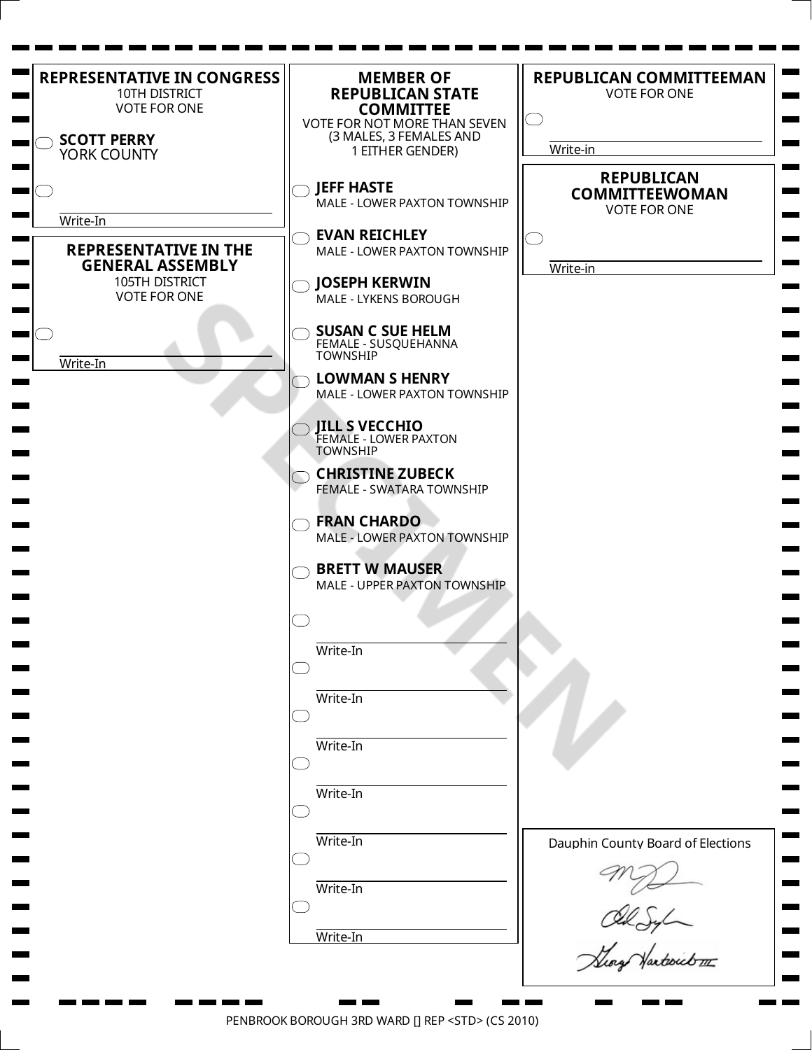## REPRESENTATIVE IN CONGRESS

10TH DISTRICT
VOTE FOR ONE

- SCOTT PERRY
  YORK COUNTY
- Write-In

## REPRESENTATIVE IN THE GENERAL ASSEMBLY

105TH DISTRICT
VOTE FOR ONE

- Write-In

## MEMBER OF REPUBLICAN STATE COMMITTEE

VOTE FOR NOT MORE THAN SEVEN
(3 MALES, 3 FEMALES AND
1 EITHER GENDER)

- JEFF HASTE
  MALE - LOWER PAXTON TOWNSHIP
- EVAN REICHLEY
  MALE - LOWER PAXTON TOWNSHIP
- JOSEPH KERWIN
  MALE - LYKENS BOROUGH
- SUSAN C SUE HELM
  FEMALE - SUSQUEHANNA TOWNSHIP
- LOWMAN S HENRY
  MALE - LOWER PAXTON TOWNSHIP
- JILL S VECCHIO
  FEMALE - LOWER PAXTON TOWNSHIP
- CHRISTINE ZUBECK
  FEMALE - SWATARA TOWNSHIP
- FRAN CHARDO
  MALE - LOWER PAXTON TOWNSHIP
- BRETT W MAUSER
  MALE - UPPER PAXTON TOWNSHIP
- Write-In
- Write-In
- Write-In
- Write-In
- Write-In
- Write-In
- Write-In

## REPUBLICAN COMMITTEEMAN

VOTE FOR ONE

- Write-in

## REPUBLICAN COMMITTEEWOMAN

VOTE FOR ONE

- Write-in

Dauphin County Board of Elections

SPECIMEN

PENBROOK BOROUGH 3RD WARD [] REP <STD> (CS 2010)